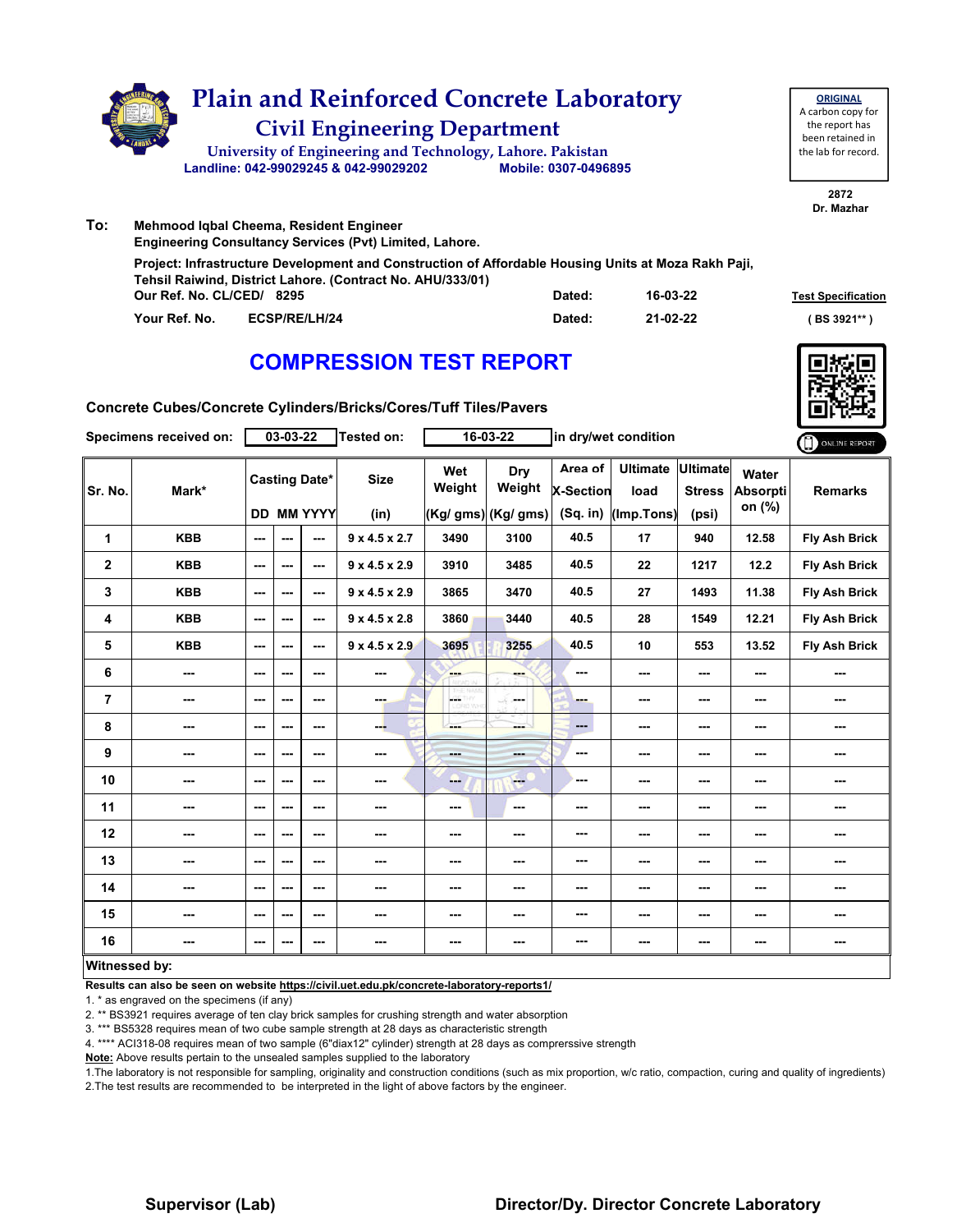# Plain and Reinforced Concrete Laboratory

## Civil Engineering Department

University of Engineering and Technology, Lahore. Pakistan

Landline: 042-99029245 & 042-99029202 Mobile: 0307-0496895

**ORIGINAL**
A carbon copy for the report has been retained in the lab for record.

2872
Dr. Mazhar

**To:** Mehmood Iqbal Cheema, Resident Engineer
Engineering Consultancy Services (Pvt) Limited, Lahore.

Project: Infrastructure Development and Construction of Affordable Housing Units at Moza Rakh Paji, Tehsil Raiwind, District Lahore. (Contract No. AHU/333/01)

Our Ref. No. CL/CED/ 8295 Dated: 16-03-22

Your Ref. No. ECSP/RE/LH/24 Dated: 21-02-22

**Test Specification**
( BS 3921** )

# COMPRESSION TEST REPORT

**Concrete Cubes/Concrete Cylinders/Bricks/Cores/Tuff Tiles/Pavers**

Specimens received on: 03-03-22 Tested on: 16-03-22 in dry/wet condition

| Sr. No. | Mark* | Casting Date* | | | Size | Wet Weight | Dry Weight | Area of X-Section | Ultimate load | Ultimate Stress | Water Absorption (%) | Remarks |
|---|---|---|---|---|---|---|---|---|---|---|---|---|
| | | DD | MM | YYYY | (in) | (Kg/ gms) | (Kg/ gms) | (Sq. in) | (Imp.Tons) | (psi) | | |
| 1 | KBB | --- | --- | --- | 9 x 4.5 x 2.7 | 3490 | 3100 | 40.5 | 17 | 940 | 12.58 | Fly Ash Brick |
| 2 | KBB | --- | --- | --- | 9 x 4.5 x 2.9 | 3910 | 3485 | 40.5 | 22 | 1217 | 12.2 | Fly Ash Brick |
| 3 | KBB | --- | --- | --- | 9 x 4.5 x 2.9 | 3865 | 3470 | 40.5 | 27 | 1493 | 11.38 | Fly Ash Brick |
| 4 | KBB | --- | --- | --- | 9 x 4.5 x 2.8 | 3860 | 3440 | 40.5 | 28 | 1549 | 12.21 | Fly Ash Brick |
| 5 | KBB | --- | --- | --- | 9 x 4.5 x 2.9 | 3695 | 3255 | 40.5 | 10 | 553 | 13.52 | Fly Ash Brick |
| 6 | --- | --- | --- | --- | --- | --- | --- | --- | --- | --- | --- | --- |
| 7 | --- | --- | --- | --- | --- | --- | --- | --- | --- | --- | --- | --- |
| 8 | --- | --- | --- | --- | --- | --- | --- | --- | --- | --- | --- | --- |
| 9 | --- | --- | --- | --- | --- | --- | --- | --- | --- | --- | --- | --- |
| 10 | --- | --- | --- | --- | --- | --- | --- | --- | --- | --- | --- | --- |
| 11 | --- | --- | --- | --- | --- | --- | --- | --- | --- | --- | --- | --- |
| 12 | --- | --- | --- | --- | --- | --- | --- | --- | --- | --- | --- | --- |
| 13 | --- | --- | --- | --- | --- | --- | --- | --- | --- | --- | --- | --- |
| 14 | --- | --- | --- | --- | --- | --- | --- | --- | --- | --- | --- | --- |
| 15 | --- | --- | --- | --- | --- | --- | --- | --- | --- | --- | --- | --- |
| 16 | --- | --- | --- | --- | --- | --- | --- | --- | --- | --- | --- | --- |

**Witnessed by:**

**Results can also be seen on website https://civil.uet.edu.pk/concrete-laboratory-reports1/**

1. * as engraved on the specimens (if any)
2. ** BS3921 requires average of ten clay brick samples for crushing strength and water absorption
3. *** BS5328 requires mean of two cube sample strength at 28 days as characteristic strength
4. **** ACI318-08 requires mean of two sample (6"diax12" cylinder) strength at 28 days as comprerssive strength

**Note:** Above results pertain to the unsealed samples supplied to the laboratory

1.The laboratory is not responsible for sampling, originality and construction conditions (such as mix proportion, w/c ratio, compaction, curing and quality of ingredients)
2.The test results are recommended to be interpreted in the light of above factors by the engineer.

**Supervisor (Lab)** **Director/Dy. Director Concrete Laboratory**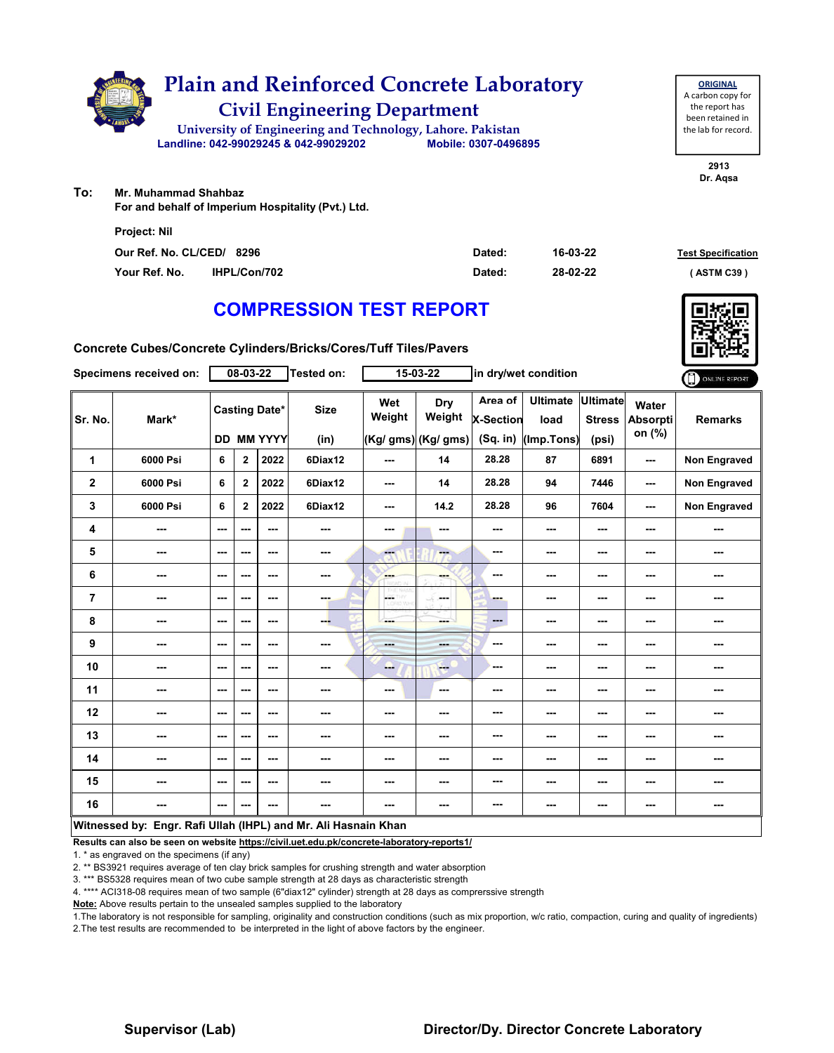# Plain and Reinforced Concrete Laboratory

## Civil Engineering Department

University of Engineering and Technology, Lahore. Pakistan

Landline: 042-99029245 & 042-99029202 Mobile: 0307-0496895

**ORIGINAL**
A carbon copy for the report has been retained in the lab for record.

2913
Dr. Aqsa

**To:** Mr. Muhammad Shahbaz
For and behalf of Imperium Hospitality (Pvt.) Ltd.

Project: Nil

Our Ref. No. CL/CED/ 8296 Dated: 16-03-22

Your Ref. No. IHPL/Con/702 Dated: 28-02-22

Test Specification ( ASTM C39 )

# COMPRESSION TEST REPORT

**Concrete Cubes/Concrete Cylinders/Bricks/Cores/Tuff Tiles/Pavers**

Specimens received on: 08-03-22 Tested on: 15-03-22 in dry/wet condition

ONLINE REPORT

| Sr. No. | Mark* | Casting Date* DD | MM | YYYY | Size (in) | Wet Weight (Kg/ gms) | Dry Weight (Kg/ gms) | Area of X-Section (Sq. in) | Ultimate load (Imp.Tons) | Ultimate Stress (psi) | Water Absorption (%) | Remarks |
|---|---|---|---|---|---|---|---|---|---|---|---|---|
| 1 | 6000 Psi | 6 | 2 | 2022 | 6Diax12 | --- | 14 | 28.28 | 87 | 6891 | --- | Non Engraved |
| 2 | 6000 Psi | 6 | 2 | 2022 | 6Diax12 | --- | 14 | 28.28 | 94 | 7446 | --- | Non Engraved |
| 3 | 6000 Psi | 6 | 2 | 2022 | 6Diax12 | --- | 14.2 | 28.28 | 96 | 7604 | --- | Non Engraved |
| 4 | --- | --- | --- | --- | --- | --- | --- | --- | --- | --- | --- | --- |
| 5 | --- | --- | --- | --- | --- | --- | --- | --- | --- | --- | --- | --- |
| 6 | --- | --- | --- | --- | --- | --- | --- | --- | --- | --- | --- | --- |
| 7 | --- | --- | --- | --- | --- | --- | --- | --- | --- | --- | --- | --- |
| 8 | --- | --- | --- | --- | --- | --- | --- | --- | --- | --- | --- | --- |
| 9 | --- | --- | --- | --- | --- | --- | --- | --- | --- | --- | --- | --- |
| 10 | --- | --- | --- | --- | --- | --- | --- | --- | --- | --- | --- | --- |
| 11 | --- | --- | --- | --- | --- | --- | --- | --- | --- | --- | --- | --- |
| 12 | --- | --- | --- | --- | --- | --- | --- | --- | --- | --- | --- | --- |
| 13 | --- | --- | --- | --- | --- | --- | --- | --- | --- | --- | --- | --- |
| 14 | --- | --- | --- | --- | --- | --- | --- | --- | --- | --- | --- | --- |
| 15 | --- | --- | --- | --- | --- | --- | --- | --- | --- | --- | --- | --- |
| 16 | --- | --- | --- | --- | --- | --- | --- | --- | --- | --- | --- | --- |

**Witnessed by: Engr. Rafi Ullah (IHPL) and Mr. Ali Hasnain Khan**

**Results can also be seen on website https://civil.uet.edu.pk/concrete-laboratory-reports1/**

1. * as engraved on the specimens (if any)
2. ** BS3921 requires average of ten clay brick samples for crushing strength and water absorption
3. *** BS5328 requires mean of two cube sample strength at 28 days as characteristic strength
4. **** ACI318-08 requires mean of two sample (6"diax12" cylinder) strength at 28 days as comprerssive strength

**Note:** Above results pertain to the unsealed samples supplied to the laboratory

1.The laboratory is not responsible for sampling, originality and construction conditions (such as mix proportion, w/c ratio, compaction, curing and quality of ingredients)
2.The test results are recommended to be interpreted in the light of above factors by the engineer.

**Supervisor (Lab)** **Director/Dy. Director Concrete Laboratory**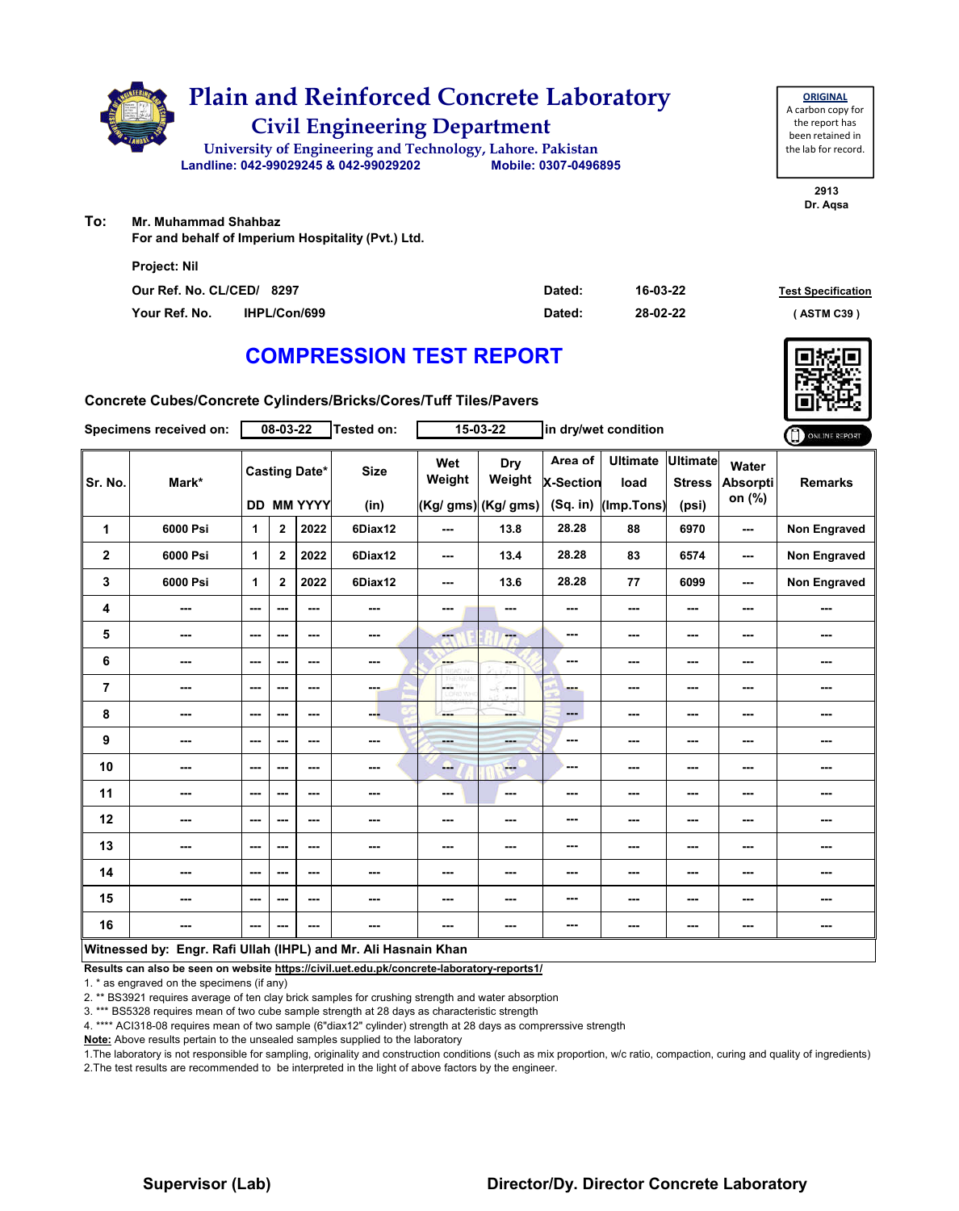# Plain and Reinforced Concrete Laboratory

## Civil Engineering Department

University of Engineering and Technology, Lahore. Pakistan

Landline: 042-99029245 & 042-99029202 Mobile: 0307-0496895

**ORIGINAL**
A carbon copy for the report has been retained in the lab for record.

2913
Dr. Aqsa

**To:** Mr. Muhammad Shahbaz
For and behalf of Imperium Hospitality (Pvt.) Ltd.

Project: Nil

| | | | | |
|---|---|---|---|---|
| Our Ref. No. CL/CED/ | 8297 | Dated: | 16-03-22 | Test Specification |
| Your Ref. No. | IHPL/Con/699 | Dated: | 28-02-22 | ( ASTM C39 ) |

# COMPRESSION TEST REPORT

**Concrete Cubes/Concrete Cylinders/Bricks/Cores/Tuff Tiles/Pavers**

Specimens received on: 08-03-22 Tested on: 15-03-22 in dry/wet condition

| Sr. No. | Mark* | Casting Date* | | | Size | Wet Weight | Dry Weight | Area of X-Section | Ultimate load | Ultimate Stress | Water Absorption (%) | Remarks |
|---|---|---|---|---|---|---|---|---|---|---|---|---|
| | | DD | MM | YYYY | (in) | (Kg/ gms) | (Kg/ gms) | (Sq. in) | (Imp.Tons) | (psi) | | |
| 1 | 6000 Psi | 1 | 2 | 2022 | 6Diax12 | --- | 13.8 | 28.28 | 88 | 6970 | --- | Non Engraved |
| 2 | 6000 Psi | 1 | 2 | 2022 | 6Diax12 | --- | 13.4 | 28.28 | 83 | 6574 | --- | Non Engraved |
| 3 | 6000 Psi | 1 | 2 | 2022 | 6Diax12 | --- | 13.6 | 28.28 | 77 | 6099 | --- | Non Engraved |
| 4 | --- | --- | --- | --- | --- | --- | --- | --- | --- | --- | --- | --- |
| 5 | --- | --- | --- | --- | --- | --- | --- | --- | --- | --- | --- | --- |
| 6 | --- | --- | --- | --- | --- | --- | --- | --- | --- | --- | --- | --- |
| 7 | --- | --- | --- | --- | --- | --- | --- | --- | --- | --- | --- | --- |
| 8 | --- | --- | --- | --- | --- | --- | --- | --- | --- | --- | --- | --- |
| 9 | --- | --- | --- | --- | --- | --- | --- | --- | --- | --- | --- | --- |
| 10 | --- | --- | --- | --- | --- | --- | --- | --- | --- | --- | --- | --- |
| 11 | --- | --- | --- | --- | --- | --- | --- | --- | --- | --- | --- | --- |
| 12 | --- | --- | --- | --- | --- | --- | --- | --- | --- | --- | --- | --- |
| 13 | --- | --- | --- | --- | --- | --- | --- | --- | --- | --- | --- | --- |
| 14 | --- | --- | --- | --- | --- | --- | --- | --- | --- | --- | --- | --- |
| 15 | --- | --- | --- | --- | --- | --- | --- | --- | --- | --- | --- | --- |
| 16 | --- | --- | --- | --- | --- | --- | --- | --- | --- | --- | --- | --- |

**Witnessed by: Engr. Rafi Ullah (IHPL) and Mr. Ali Hasnain Khan**

**Results can also be seen on website https://civil.uet.edu.pk/concrete-laboratory-reports1/**

1. * as engraved on the specimens (if any)
2. ** BS3921 requires average of ten clay brick samples for crushing strength and water absorption
3. *** BS5328 requires mean of two cube sample strength at 28 days as characteristic strength
4. **** ACI318-08 requires mean of two sample (6"diax12" cylinder) strength at 28 days as comprerssive strength

**Note:** Above results pertain to the unsealed samples supplied to the laboratory

1.The laboratory is not responsible for sampling, originality and construction conditions (such as mix proportion, w/c ratio, compaction, curing and quality of ingredients)
2.The test results are recommended to be interpreted in the light of above factors by the engineer.

**Supervisor (Lab)** **Director/Dy. Director Concrete Laboratory**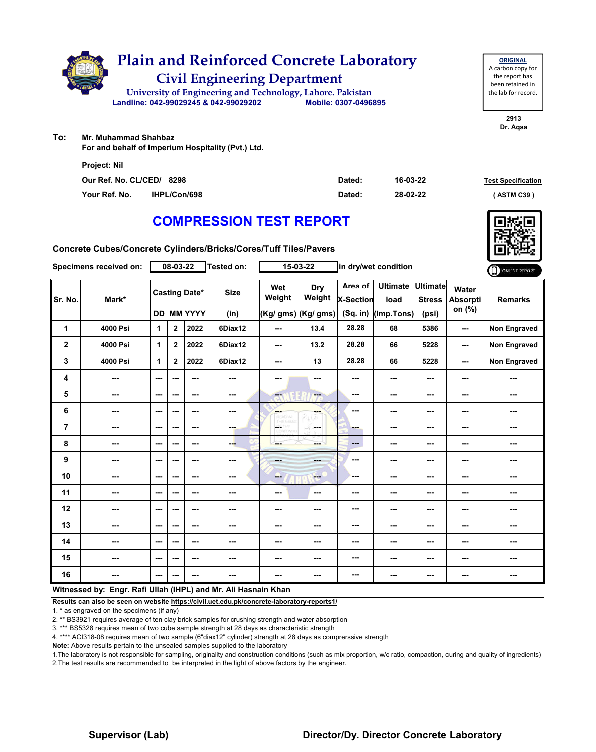# Plain and Reinforced Concrete Laboratory

## Civil Engineering Department

University of Engineering and Technology, Lahore. Pakistan

Landline: 042-99029245 & 042-99029202 Mobile: 0307-0496895

**ORIGINAL**
A carbon copy for the report has been retained in the lab for record.

2913
Dr. Aqsa

**To:** Mr. Muhammad Shahbaz
For and behalf of Imperium Hospitality (Pvt.) Ltd.

Project: Nil

Our Ref. No. CL/CED/ 8298 Dated: 16-03-22

Your Ref. No. IHPL/Con/698 Dated: 28-02-22

**Test Specification**
( ASTM C39 )

# COMPRESSION TEST REPORT

**Concrete Cubes/Concrete Cylinders/Bricks/Cores/Tuff Tiles/Pavers**

Specimens received on: 08-03-22 Tested on: 15-03-22 in dry/wet condition

| Sr. No. | Mark* | Casting Date* DD | MM | YYYY | Size (in) | Wet Weight (Kg/ gms) | Dry Weight (Kg/ gms) | Area of X-Section (Sq. in) | Ultimate load (Imp.Tons) | Ultimate Stress (psi) | Water Absorption (%) | Remarks |
|---|---|---|---|---|---|---|---|---|---|---|---|---|
| 1 | 4000 Psi | 1 | 2 | 2022 | 6Diax12 | --- | 13.4 | 28.28 | 68 | 5386 | --- | Non Engraved |
| 2 | 4000 Psi | 1 | 2 | 2022 | 6Diax12 | --- | 13.2 | 28.28 | 66 | 5228 | --- | Non Engraved |
| 3 | 4000 Psi | 1 | 2 | 2022 | 6Diax12 | --- | 13 | 28.28 | 66 | 5228 | --- | Non Engraved |
| 4 | --- | --- | --- | --- | --- | --- | --- | --- | --- | --- | --- | --- |
| 5 | --- | --- | --- | --- | --- | --- | --- | --- | --- | --- | --- | --- |
| 6 | --- | --- | --- | --- | --- | --- | --- | --- | --- | --- | --- | --- |
| 7 | --- | --- | --- | --- | --- | --- | --- | --- | --- | --- | --- | --- |
| 8 | --- | --- | --- | --- | --- | --- | --- | --- | --- | --- | --- | --- |
| 9 | --- | --- | --- | --- | --- | --- | --- | --- | --- | --- | --- | --- |
| 10 | --- | --- | --- | --- | --- | --- | --- | --- | --- | --- | --- | --- |
| 11 | --- | --- | --- | --- | --- | --- | --- | --- | --- | --- | --- | --- |
| 12 | --- | --- | --- | --- | --- | --- | --- | --- | --- | --- | --- | --- |
| 13 | --- | --- | --- | --- | --- | --- | --- | --- | --- | --- | --- | --- |
| 14 | --- | --- | --- | --- | --- | --- | --- | --- | --- | --- | --- | --- |
| 15 | --- | --- | --- | --- | --- | --- | --- | --- | --- | --- | --- | --- |
| 16 | --- | --- | --- | --- | --- | --- | --- | --- | --- | --- | --- | --- |

**Witnessed by: Engr. Rafi Ullah (IHPL) and Mr. Ali Hasnain Khan**

**Results can also be seen on website https://civil.uet.edu.pk/concrete-laboratory-reports1/**

1. * as engraved on the specimens (if any)
2. ** BS3921 requires average of ten clay brick samples for crushing strength and water absorption
3. *** BS5328 requires mean of two cube sample strength at 28 days as characteristic strength
4. **** ACI318-08 requires mean of two sample (6"diax12" cylinder) strength at 28 days as comprerssive strength

**Note:** Above results pertain to the unsealed samples supplied to the laboratory

1.The laboratory is not responsible for sampling, originality and construction conditions (such as mix proportion, w/c ratio, compaction, curing and quality of ingredients)
2.The test results are recommended to be interpreted in the light of above factors by the engineer.

**Supervisor (Lab)** **Director/Dy. Director Concrete Laboratory**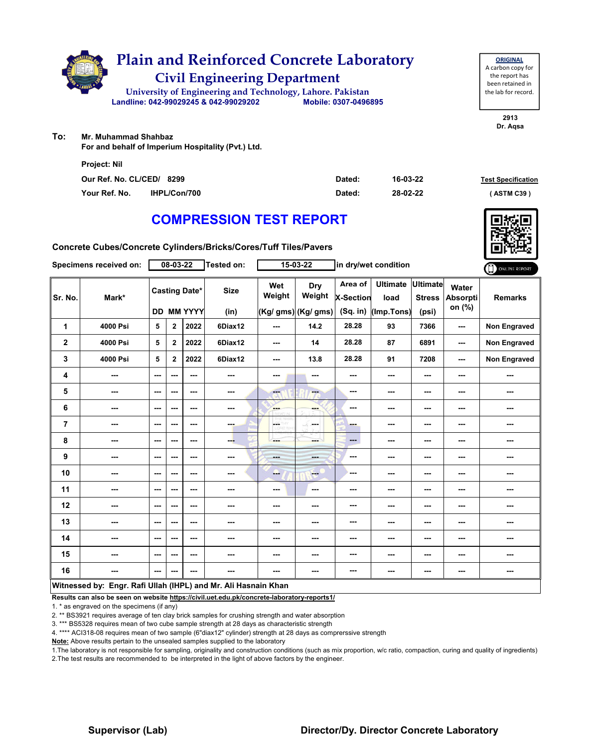# Plain and Reinforced Concrete Laboratory

## Civil Engineering Department

University of Engineering and Technology, Lahore. Pakistan

Landline: 042-99029245 & 042-99029202 Mobile: 0307-0496895

**ORIGINAL**
A carbon copy for the report has been retained in the lab for record.

2913
Dr. Aqsa

**To:** Mr. Muhammad Shahbaz
For and behalf of Imperium Hospitality (Pvt.) Ltd.

Project: Nil

Our Ref. No. CL/CED/ 8299 Dated: 16-03-22

Your Ref. No. IHPL/Con/700 Dated: 28-02-22

**Test Specification** ( ASTM C39 )

# COMPRESSION TEST REPORT

**Concrete Cubes/Concrete Cylinders/Bricks/Cores/Tuff Tiles/Pavers**

Specimens received on: 08-03-22 Tested on: 15-03-22 in dry/wet condition

| Sr. No. | Mark* | Casting Date* | | | Size | Wet Weight | Dry Weight | Area of X-Section | Ultimate load | Ultimate Stress | Water Absorption (%) | Remarks |
|---|---|---|---|---|---|---|---|---|---|---|---|---|
| | | DD | MM | YYYY | (in) | (Kg/ gms) | (Kg/ gms) | (Sq. in) | (Imp.Tons) | (psi) | | |
| 1 | 4000 Psi | 5 | 2 | 2022 | 6Diax12 | --- | 14.2 | 28.28 | 93 | 7366 | --- | Non Engraved |
| 2 | 4000 Psi | 5 | 2 | 2022 | 6Diax12 | --- | 14 | 28.28 | 87 | 6891 | --- | Non Engraved |
| 3 | 4000 Psi | 5 | 2 | 2022 | 6Diax12 | --- | 13.8 | 28.28 | 91 | 7208 | --- | Non Engraved |
| 4 | --- | --- | --- | --- | --- | --- | --- | --- | --- | --- | --- | --- |
| 5 | --- | --- | --- | --- | --- | --- | --- | --- | --- | --- | --- | --- |
| 6 | --- | --- | --- | --- | --- | --- | --- | --- | --- | --- | --- | --- |
| 7 | --- | --- | --- | --- | --- | --- | --- | --- | --- | --- | --- | --- |
| 8 | --- | --- | --- | --- | --- | --- | --- | --- | --- | --- | --- | --- |
| 9 | --- | --- | --- | --- | --- | --- | --- | --- | --- | --- | --- | --- |
| 10 | --- | --- | --- | --- | --- | --- | --- | --- | --- | --- | --- | --- |
| 11 | --- | --- | --- | --- | --- | --- | --- | --- | --- | --- | --- | --- |
| 12 | --- | --- | --- | --- | --- | --- | --- | --- | --- | --- | --- | --- |
| 13 | --- | --- | --- | --- | --- | --- | --- | --- | --- | --- | --- | --- |
| 14 | --- | --- | --- | --- | --- | --- | --- | --- | --- | --- | --- | --- |
| 15 | --- | --- | --- | --- | --- | --- | --- | --- | --- | --- | --- | --- |
| 16 | --- | --- | --- | --- | --- | --- | --- | --- | --- | --- | --- | --- |

**Witnessed by: Engr. Rafi Ullah (IHPL) and Mr. Ali Hasnain Khan**

**Results can also be seen on website https://civil.uet.edu.pk/concrete-laboratory-reports1/**

1. * as engraved on the specimens (if any)
2. ** BS3921 requires average of ten clay brick samples for crushing strength and water absorption
3. *** BS5328 requires mean of two cube sample strength at 28 days as characteristic strength
4. **** ACI318-08 requires mean of two sample (6"diax12" cylinder) strength at 28 days as comprerssive strength

**Note:** Above results pertain to the unsealed samples supplied to the laboratory

1.The laboratory is not responsible for sampling, originality and construction conditions (such as mix proportion, w/c ratio, compaction, curing and quality of ingredients)
2.The test results are recommended to be interpreted in the light of above factors by the engineer.

**Supervisor (Lab)** **Director/Dy. Director Concrete Laboratory**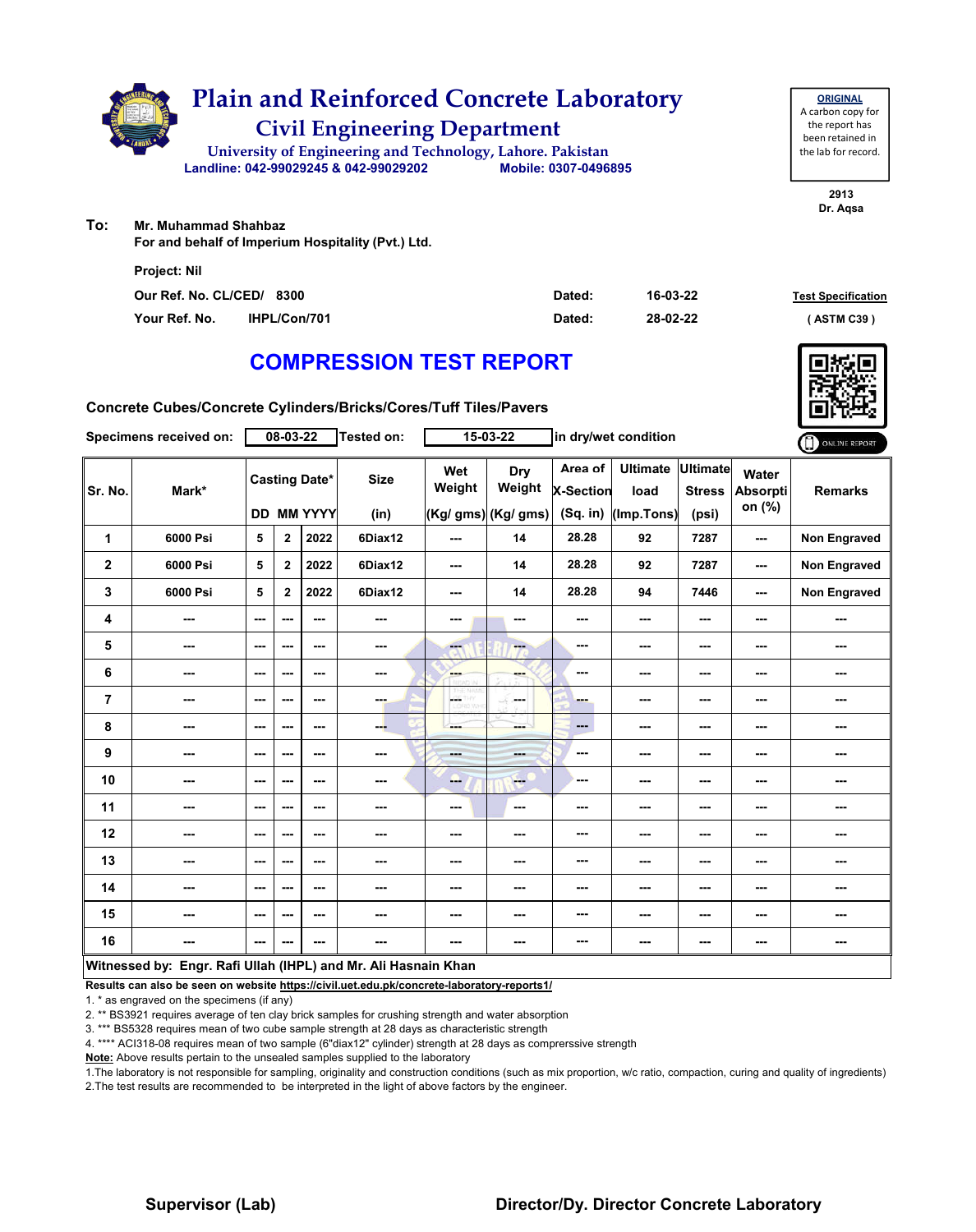# Plain and Reinforced Concrete Laboratory

## Civil Engineering Department

University of Engineering and Technology, Lahore. Pakistan

Landline: 042-99029245 & 042-99029202 Mobile: 0307-0496895

**ORIGINAL**
A carbon copy for the report has been retained in the lab for record.

2913
Dr. Aqsa

**To:** Mr. Muhammad Shahbaz
For and behalf of Imperium Hospitality (Pvt.) Ltd.

Project: Nil

Our Ref. No. CL/CED/ 8300 Dated: 16-03-22

Your Ref. No. IHPL/Con/701 Dated: 28-02-22

**Test Specification** ( ASTM C39 )

# COMPRESSION TEST REPORT

Concrete Cubes/Concrete Cylinders/Bricks/Cores/Tuff Tiles/Pavers

Specimens received on: 08-03-22 Tested on: 15-03-22 in dry/wet condition

| Sr. No. | Mark* | Casting Date* | | | Size | Wet Weight | Dry Weight | Area of X-Section | Ultimate load | Ultimate Stress | Water Absorption (%) | Remarks |
|---|---|---|---|---|---|---|---|---|---|---|---|---|
| | | DD | MM | YYYY | (in) | (Kg/ gms) | (Kg/ gms) | (Sq. in) | (Imp.Tons) | (psi) | | |
| 1 | 6000 Psi | 5 | 2 | 2022 | 6Diax12 | --- | 14 | 28.28 | 92 | 7287 | --- | Non Engraved |
| 2 | 6000 Psi | 5 | 2 | 2022 | 6Diax12 | --- | 14 | 28.28 | 92 | 7287 | --- | Non Engraved |
| 3 | 6000 Psi | 5 | 2 | 2022 | 6Diax12 | --- | 14 | 28.28 | 94 | 7446 | --- | Non Engraved |
| 4 | --- | --- | --- | --- | --- | --- | --- | --- | --- | --- | --- | --- |
| 5 | --- | --- | --- | --- | --- | --- | --- | --- | --- | --- | --- | --- |
| 6 | --- | --- | --- | --- | --- | --- | --- | --- | --- | --- | --- | --- |
| 7 | --- | --- | --- | --- | --- | --- | --- | --- | --- | --- | --- | --- |
| 8 | --- | --- | --- | --- | --- | --- | --- | --- | --- | --- | --- | --- |
| 9 | --- | --- | --- | --- | --- | --- | --- | --- | --- | --- | --- | --- |
| 10 | --- | --- | --- | --- | --- | --- | --- | --- | --- | --- | --- | --- |
| 11 | --- | --- | --- | --- | --- | --- | --- | --- | --- | --- | --- | --- |
| 12 | --- | --- | --- | --- | --- | --- | --- | --- | --- | --- | --- | --- |
| 13 | --- | --- | --- | --- | --- | --- | --- | --- | --- | --- | --- | --- |
| 14 | --- | --- | --- | --- | --- | --- | --- | --- | --- | --- | --- | --- |
| 15 | --- | --- | --- | --- | --- | --- | --- | --- | --- | --- | --- | --- |
| 16 | --- | --- | --- | --- | --- | --- | --- | --- | --- | --- | --- | --- |

**Witnessed by: Engr. Rafi Ullah (IHPL) and Mr. Ali Hasnain Khan**

**Results can also be seen on website https://civil.uet.edu.pk/concrete-laboratory-reports1/**

1. * as engraved on the specimens (if any)
2. ** BS3921 requires average of ten clay brick samples for crushing strength and water absorption
3. *** BS5328 requires mean of two cube sample strength at 28 days as characteristic strength
4. **** ACI318-08 requires mean of two sample (6"diax12" cylinder) strength at 28 days as comprerssive strength

**Note:** Above results pertain to the unsealed samples supplied to the laboratory

1.The laboratory is not responsible for sampling, originality and construction conditions (such as mix proportion, w/c ratio, compaction, curing and quality of ingredients)
2.The test results are recommended to be interpreted in the light of above factors by the engineer.

**Supervisor (Lab)** **Director/Dy. Director Concrete Laboratory**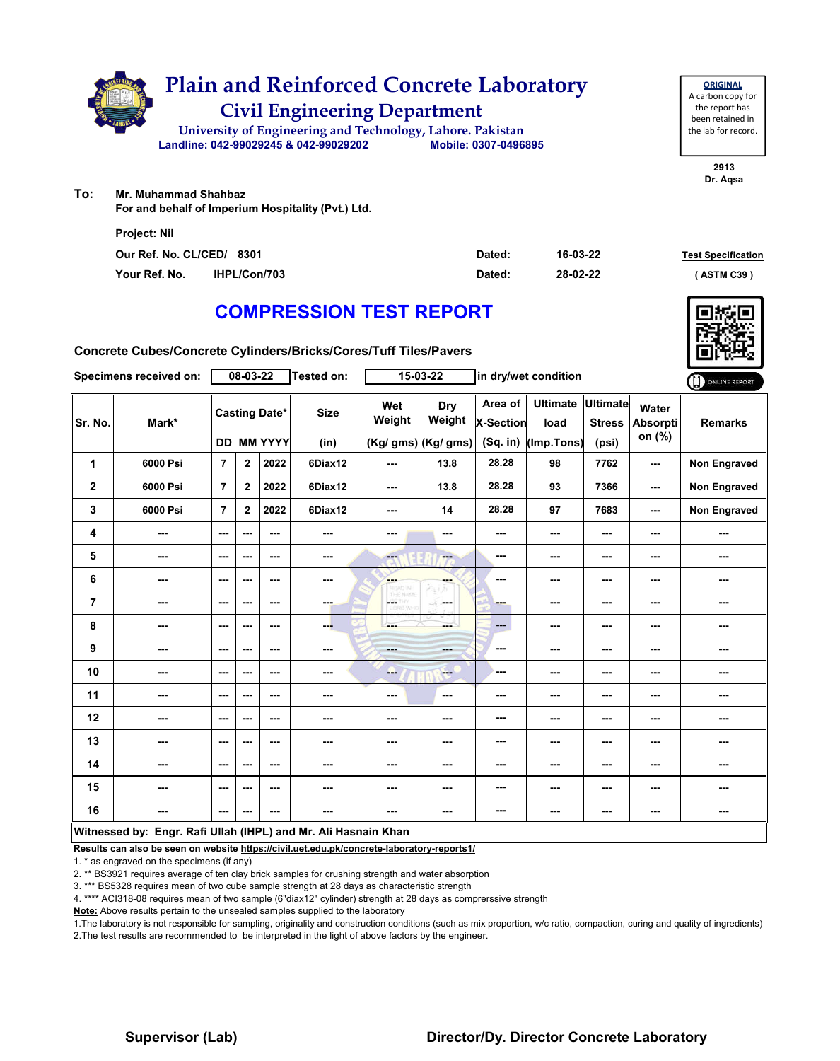# Plain and Reinforced Concrete Laboratory

## Civil Engineering Department

University of Engineering and Technology, Lahore. Pakistan

Landline: 042-99029245 & 042-99029202 Mobile: 0307-0496895

**ORIGINAL**
A carbon copy for the report has been retained in the lab for record.

2913
Dr. Aqsa

**To:** Mr. Muhammad Shahbaz
For and behalf of Imperium Hospitality (Pvt.) Ltd.

Project: Nil

Our Ref. No. CL/CED/ 8301 Dated: 16-03-22

Your Ref. No. IHPL/Con/703 Dated: 28-02-22

**Test Specification** ( ASTM C39 )

# COMPRESSION TEST REPORT

**Concrete Cubes/Concrete Cylinders/Bricks/Cores/Tuff Tiles/Pavers**

Specimens received on: 08-03-22 Tested on: 15-03-22 in dry/wet condition

| Sr. No. | Mark* | Casting Date* | | | Size | Wet Weight | Dry Weight | Area of X-Section | Ultimate load | Ultimate Stress | Water Absorption (%) | Remarks |
|---|---|---|---|---|---|---|---|---|---|---|---|---|
| | | DD | MM | YYYY | (in) | (Kg/ gms) | (Kg/ gms) | (Sq. in) | (Imp.Tons) | (psi) | | |
| 1 | 6000 Psi | 7 | 2 | 2022 | 6Diax12 | --- | 13.8 | 28.28 | 98 | 7762 | --- | Non Engraved |
| 2 | 6000 Psi | 7 | 2 | 2022 | 6Diax12 | --- | 13.8 | 28.28 | 93 | 7366 | --- | Non Engraved |
| 3 | 6000 Psi | 7 | 2 | 2022 | 6Diax12 | --- | 14 | 28.28 | 97 | 7683 | --- | Non Engraved |
| 4 | --- | --- | --- | --- | --- | --- | --- | --- | --- | --- | --- | --- |
| 5 | --- | --- | --- | --- | --- | --- | --- | --- | --- | --- | --- | --- |
| 6 | --- | --- | --- | --- | --- | --- | --- | --- | --- | --- | --- | --- |
| 7 | --- | --- | --- | --- | --- | --- | --- | --- | --- | --- | --- | --- |
| 8 | --- | --- | --- | --- | --- | --- | --- | --- | --- | --- | --- | --- |
| 9 | --- | --- | --- | --- | --- | --- | --- | --- | --- | --- | --- | --- |
| 10 | --- | --- | --- | --- | --- | --- | --- | --- | --- | --- | --- | --- |
| 11 | --- | --- | --- | --- | --- | --- | --- | --- | --- | --- | --- | --- |
| 12 | --- | --- | --- | --- | --- | --- | --- | --- | --- | --- | --- | --- |
| 13 | --- | --- | --- | --- | --- | --- | --- | --- | --- | --- | --- | --- |
| 14 | --- | --- | --- | --- | --- | --- | --- | --- | --- | --- | --- | --- |
| 15 | --- | --- | --- | --- | --- | --- | --- | --- | --- | --- | --- | --- |
| 16 | --- | --- | --- | --- | --- | --- | --- | --- | --- | --- | --- | --- |

**Witnessed by: Engr. Rafi Ullah (IHPL) and Mr. Ali Hasnain Khan**

**Results can also be seen on website https://civil.uet.edu.pk/concrete-laboratory-reports1/**

1. * as engraved on the specimens (if any)
2. ** BS3921 requires average of ten clay brick samples for crushing strength and water absorption
3. *** BS5328 requires mean of two cube sample strength at 28 days as characteristic strength
4. **** ACI318-08 requires mean of two sample (6"diax12" cylinder) strength at 28 days as comprerssive strength

**Note:** Above results pertain to the unsealed samples supplied to the laboratory

1.The laboratory is not responsible for sampling, originality and construction conditions (such as mix proportion, w/c ratio, compaction, curing and quality of ingredients)
2.The test results are recommended to be interpreted in the light of above factors by the engineer.

**Supervisor (Lab)** **Director/Dy. Director Concrete Laboratory**